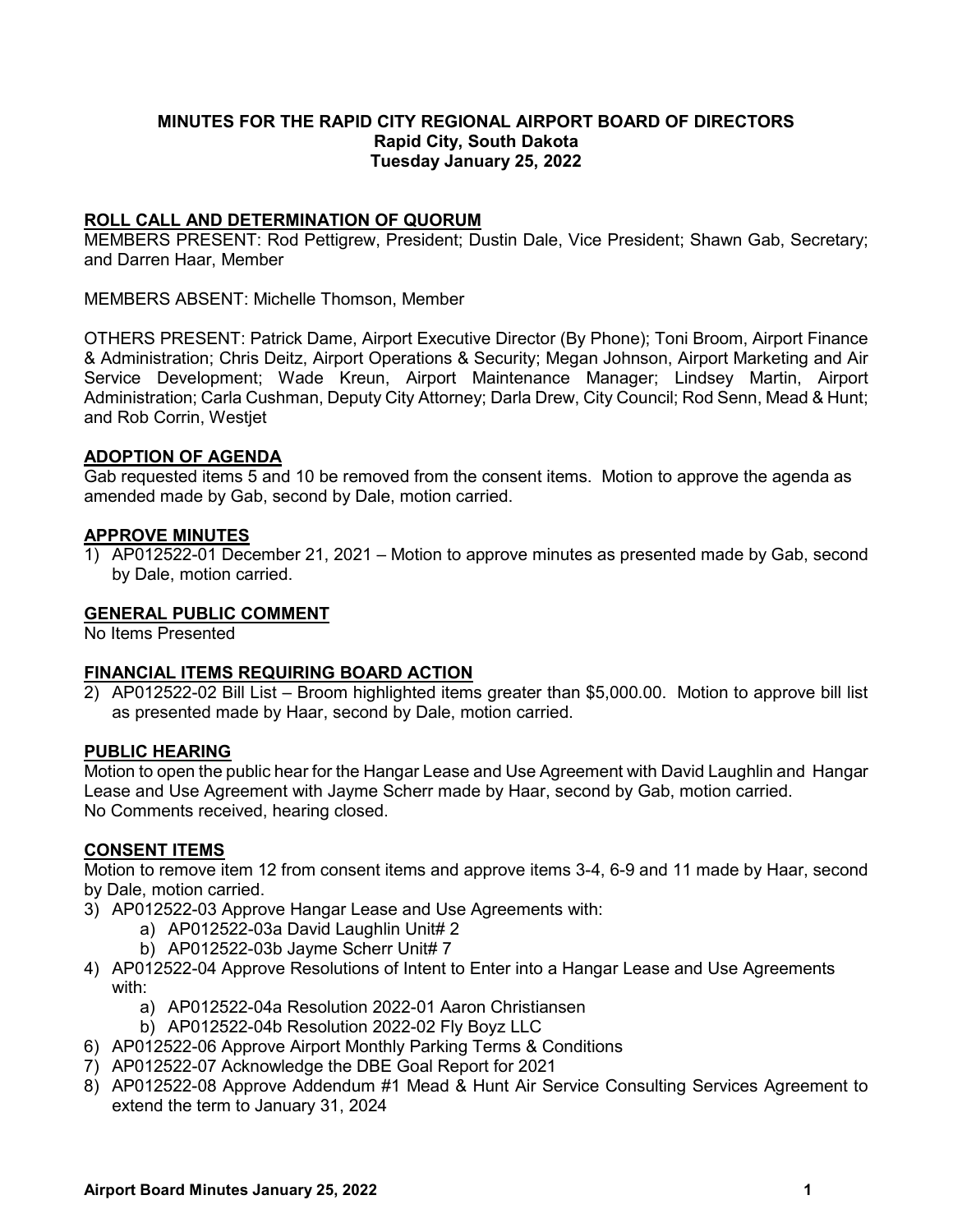# MINUTES FOR THE RAPID CITY REGIONAL AIRPORT BOARD OF DIRECTORS

**Rapid City, South Dakota**
**Tuesday January 25, 2022**

## ROLL CALL AND DETERMINATION OF QUORUM

MEMBERS PRESENT: Rod Pettigrew, President; Dustin Dale, Vice President; Shawn Gab, Secretary; and Darren Haar, Member

MEMBERS ABSENT: Michelle Thomson, Member

OTHERS PRESENT: Patrick Dame, Airport Executive Director (By Phone); Toni Broom, Airport Finance & Administration; Chris Deitz, Airport Operations & Security; Megan Johnson, Airport Marketing and Air Service Development; Wade Kreun, Airport Maintenance Manager; Lindsey Martin, Airport Administration; Carla Cushman, Deputy City Attorney; Darla Drew, City Council; Rod Senn, Mead & Hunt; and Rob Corrin, Westjet

## ADOPTION OF AGENDA

Gab requested items 5 and 10 be removed from the consent items. Motion to approve the agenda as amended made by Gab, second by Dale, motion carried.

## APPROVE MINUTES

1) AP012522-01 December 21, 2021 – Motion to approve minutes as presented made by Gab, second by Dale, motion carried.

## GENERAL PUBLIC COMMENT

No Items Presented

## FINANCIAL ITEMS REQUIRING BOARD ACTION

2) AP012522-02 Bill List – Broom highlighted items greater than $5,000.00. Motion to approve bill list as presented made by Haar, second by Dale, motion carried.

## PUBLIC HEARING

Motion to open the public hear for the Hangar Lease and Use Agreement with David Laughlin and Hangar Lease and Use Agreement with Jayme Scherr made by Haar, second by Gab, motion carried.
No Comments received, hearing closed.

## CONSENT ITEMS

Motion to remove item 12 from consent items and approve items 3-4, 6-9 and 11 made by Haar, second by Dale, motion carried.

3) AP012522-03 Approve Hangar Lease and Use Agreements with:
    a) AP012522-03a David Laughlin Unit# 2
    b) AP012522-03b Jayme Scherr Unit# 7
4) AP012522-04 Approve Resolutions of Intent to Enter into a Hangar Lease and Use Agreements with:
    a) AP012522-04a Resolution 2022-01 Aaron Christiansen
    b) AP012522-04b Resolution 2022-02 Fly Boyz LLC
6) AP012522-06 Approve Airport Monthly Parking Terms & Conditions
7) AP012522-07 Acknowledge the DBE Goal Report for 2021
8) AP012522-08 Approve Addendum #1 Mead & Hunt Air Service Consulting Services Agreement to extend the term to January 31, 2024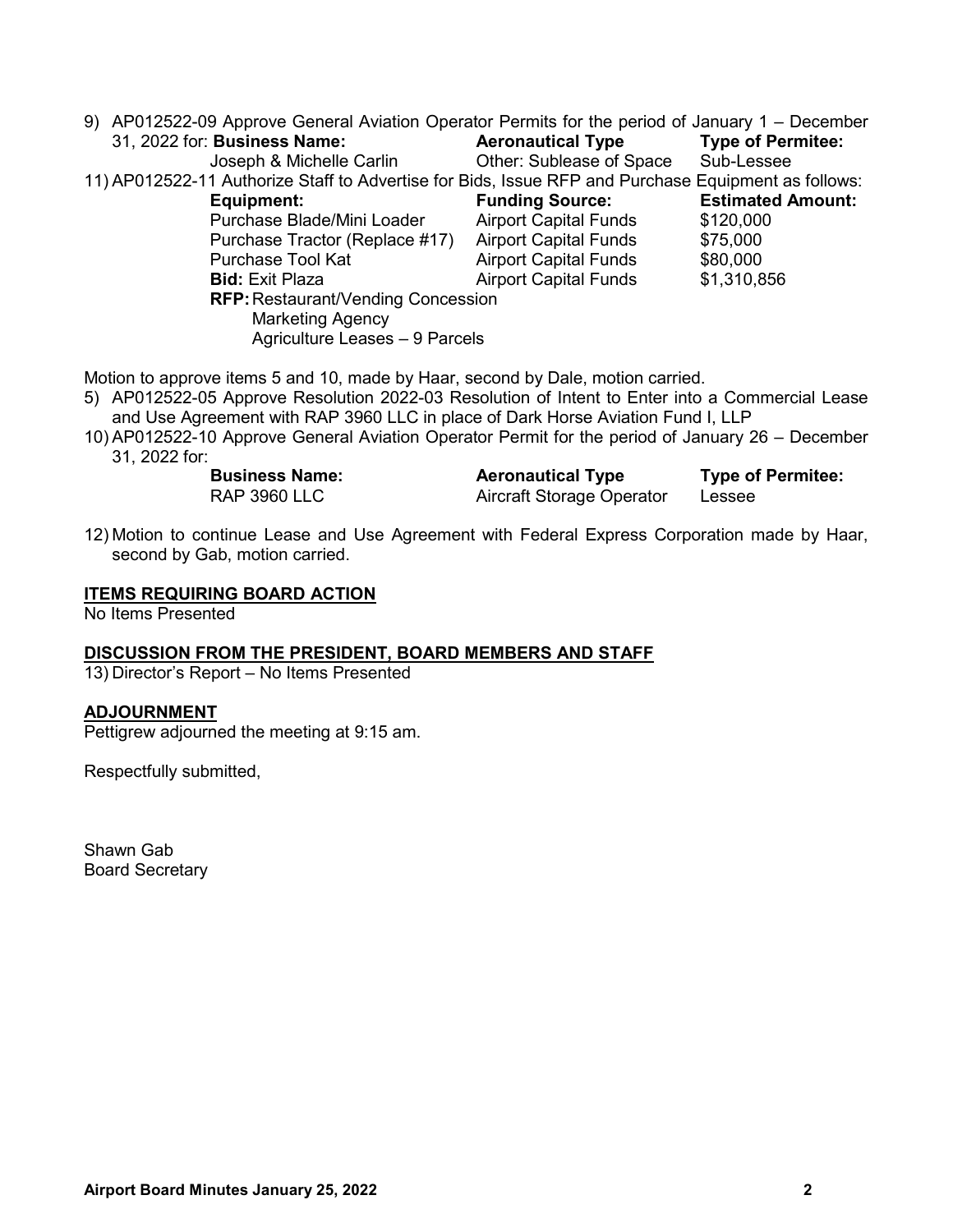9) AP012522-09 Approve General Aviation Operator Permits for the period of January 1 – December 31, 2022 for:

| Business Name: | Aeronautical Type | Type of Permitee: |
|---|---|---|
| Joseph & Michelle Carlin | Other: Sublease of Space | Sub-Lessee |

11) AP012522-11 Authorize Staff to Advertise for Bids, Issue RFP and Purchase Equipment as follows:

| Equipment: | Funding Source: | Estimated Amount: |
|---|---|---|
| Purchase Blade/Mini Loader | Airport Capital Funds | $120,000 |
| Purchase Tractor (Replace #17) | Airport Capital Funds | $75,000 |
| Purchase Tool Kat | Airport Capital Funds | $80,000 |
| **Bid:** Exit Plaza | Airport Capital Funds | $1,310,856 |

**RFP:** Restaurant/Vending Concession
Marketing Agency
Agriculture Leases – 9 Parcels

Motion to approve items 5 and 10, made by Haar, second by Dale, motion carried.

5) AP012522-05 Approve Resolution 2022-03 Resolution of Intent to Enter into a Commercial Lease and Use Agreement with RAP 3960 LLC in place of Dark Horse Aviation Fund I, LLP
10) AP012522-10 Approve General Aviation Operator Permit for the period of January 26 – December 31, 2022 for:

| Business Name: | Aeronautical Type | Type of Permitee: |
|---|---|---|
| RAP 3960 LLC | Aircraft Storage Operator | Lessee |

12) Motion to continue Lease and Use Agreement with Federal Express Corporation made by Haar, second by Gab, motion carried.

## ITEMS REQUIRING BOARD ACTION

No Items Presented

## DISCUSSION FROM THE PRESIDENT, BOARD MEMBERS AND STAFF

13) Director's Report – No Items Presented

## ADJOURNMENT

Pettigrew adjourned the meeting at 9:15 am.

Respectfully submitted,

Shawn Gab
Board Secretary